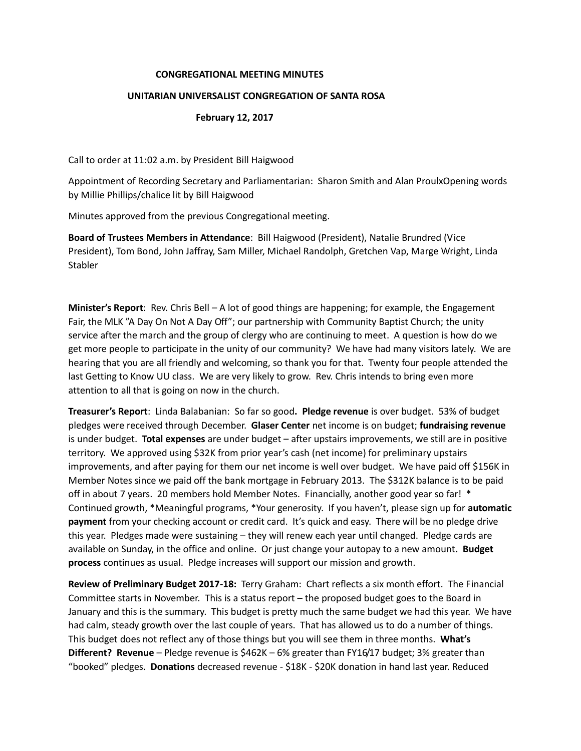**CONGREGATIONAL MEETING MINUTES**

**UNITARIAN UNIVERSALIST CONGREGATION OF SANTA ROSA**

**February 12, 2017**

Call to order at 11:02 a.m. by President Bill Haigwood

Appointment of Recording Secretary and Parliamentarian: Sharon Smith and Alan ProulxOpening words by Millie Phillips/chalice lit by Bill Haigwood

Minutes approved from the previous Congregational meeting.

**Board of Trustees Members in Attendance**: Bill Haigwood (President), Natalie Brundred (Vice President), Tom Bond, John Jaffray, Sam Miller, Michael Randolph, Gretchen Vap, Marge Wright, Linda Stabler

**Minister's Report**: Rev. Chris Bell – A lot of good things are happening; for example, the Engagement Fair, the MLK "A Day On Not A Day Off"; our partnership with Community Baptist Church; the unity service after the march and the group of clergy who are continuing to meet. A question is how do we get more people to participate in the unity of our community? We have had many visitors lately. We are hearing that you are all friendly and welcoming, so thank you for that. Twenty four people attended the last Getting to Know UU class. We are very likely to grow. Rev. Chris intends to bring even more attention to all that is going on now in the church.

**Treasurer's Report**: Linda Balabanian: So far so good**. Pledge revenue** is over budget. 53% of budget pledges were received through December. **Glaser Center** net income is on budget; **fundraising revenue** is under budget. **Total expenses** are under budget – after upstairs improvements, we still are in positive territory. We approved using $32K from prior year's cash (net income) for preliminary upstairs improvements, and after paying for them our net income is well over budget. We have paid off $156K in Member Notes since we paid off the bank mortgage in February 2013. The $312K balance is to be paid off in about 7 years. 20 members hold Member Notes. Financially, another good year so far! * Continued growth, *Meaningful programs, *Your generosity. If you haven't, please sign up for **automatic payment** from your checking account or credit card. It's quick and easy. There will be no pledge drive this year. Pledges made were sustaining – they will renew each year until changed. Pledge cards are available on Sunday, in the office and online. Or just change your autopay to a new amount**. Budget process** continues as usual. Pledge increases will support our mission and growth.

**Review of Preliminary Budget 2017-18:** Terry Graham: Chart reflects a six month effort. The Financial Committee starts in November. This is a status report – the proposed budget goes to the Board in January and this is the summary. This budget is pretty much the same budget we had this year. We have had calm, steady growth over the last couple of years. That has allowed us to do a number of things. This budget does not reflect any of those things but you will see them in three months. **What's Different? Revenue** – Pledge revenue is $462K – 6% greater than FY16/17 budget; 3% greater than "booked" pledges. **Donations** decreased revenue - $18K - $20K donation in hand last year. Reduced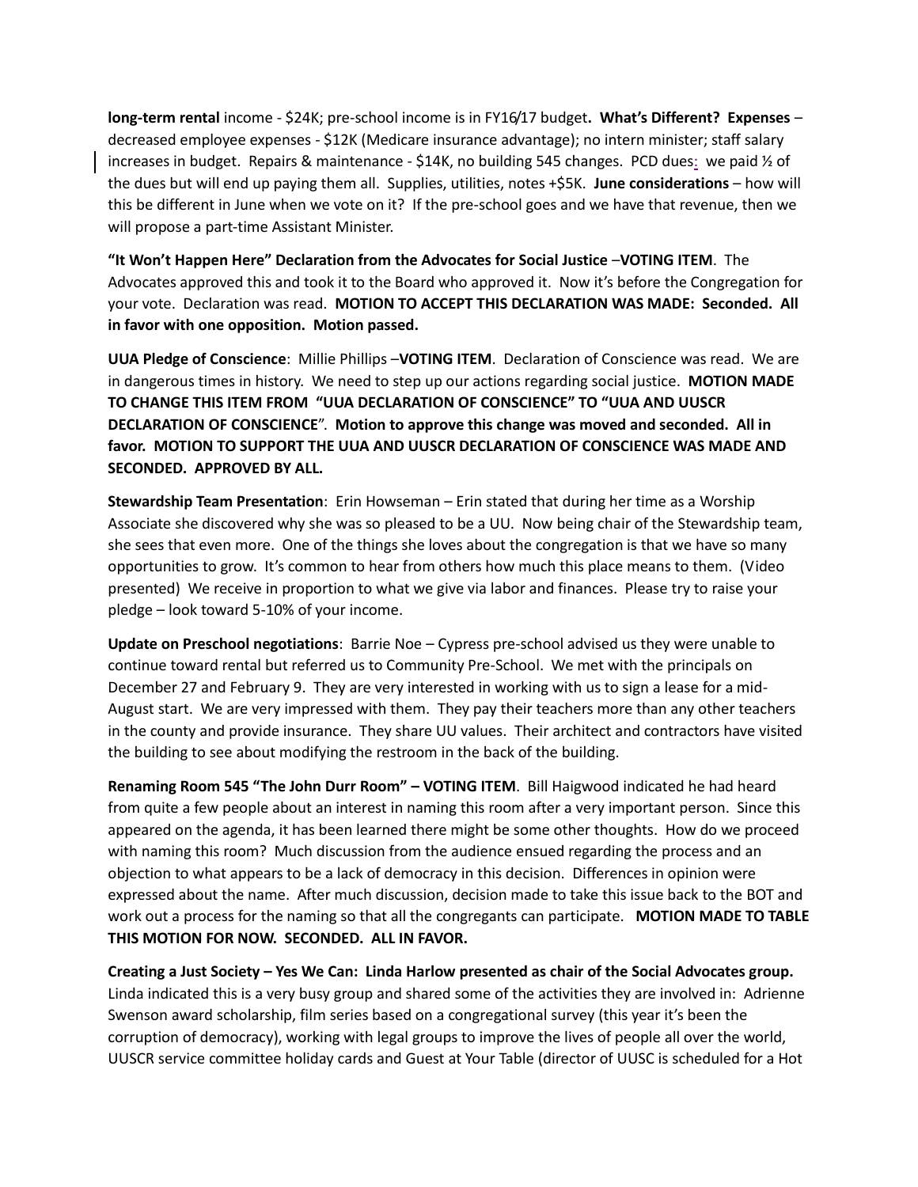**long-term rental** income - $24K; pre-school income is in FY16/17 budget**. What's Different? Expenses** – decreased employee expenses - $12K (Medicare insurance advantage); no intern minister; staff salary increases in budget. Repairs & maintenance - $14K, no building 545 changes. PCD dues: we paid ½ of the dues but will end up paying them all. Supplies, utilities, notes +$5K. **June considerations** – how will this be different in June when we vote on it? If the pre-school goes and we have that revenue, then we will propose a part-time Assistant Minister.

**"It Won't Happen Here" Declaration from the Advocates for Social Justice** –**VOTING ITEM**. The Advocates approved this and took it to the Board who approved it. Now it's before the Congregation for your vote. Declaration was read. **MOTION TO ACCEPT THIS DECLARATION WAS MADE: Seconded. All in favor with one opposition. Motion passed.**

**UUA Pledge of Conscience**: Millie Phillips –**VOTING ITEM**. Declaration of Conscience was read. We are in dangerous times in history. We need to step up our actions regarding social justice. **MOTION MADE TO CHANGE THIS ITEM FROM "UUA DECLARATION OF CONSCIENCE" TO "UUA AND UUSCR DECLARATION OF CONSCIENCE". Motion to approve this change was moved and seconded. All in favor. MOTION TO SUPPORT THE UUA AND UUSCR DECLARATION OF CONSCIENCE WAS MADE AND SECONDED. APPROVED BY ALL.**

**Stewardship Team Presentation**: Erin Howseman – Erin stated that during her time as a Worship Associate she discovered why she was so pleased to be a UU. Now being chair of the Stewardship team, she sees that even more. One of the things she loves about the congregation is that we have so many opportunities to grow. It's common to hear from others how much this place means to them. (Video presented) We receive in proportion to what we give via labor and finances. Please try to raise your pledge – look toward 5-10% of your income.

**Update on Preschool negotiations**: Barrie Noe – Cypress pre-school advised us they were unable to continue toward rental but referred us to Community Pre-School. We met with the principals on December 27 and February 9. They are very interested in working with us to sign a lease for a mid-August start. We are very impressed with them. They pay their teachers more than any other teachers in the county and provide insurance. They share UU values. Their architect and contractors have visited the building to see about modifying the restroom in the back of the building.

**Renaming Room 545 "The John Durr Room" – VOTING ITEM**. Bill Haigwood indicated he had heard from quite a few people about an interest in naming this room after a very important person. Since this appeared on the agenda, it has been learned there might be some other thoughts. How do we proceed with naming this room? Much discussion from the audience ensued regarding the process and an objection to what appears to be a lack of democracy in this decision. Differences in opinion were expressed about the name. After much discussion, decision made to take this issue back to the BOT and work out a process for the naming so that all the congregants can participate. **MOTION MADE TO TABLE THIS MOTION FOR NOW. SECONDED. ALL IN FAVOR.**

**Creating a Just Society – Yes We Can: Linda Harlow presented as chair of the Social Advocates group.** Linda indicated this is a very busy group and shared some of the activities they are involved in: Adrienne Swenson award scholarship, film series based on a congregational survey (this year it's been the corruption of democracy), working with legal groups to improve the lives of people all over the world, UUSCR service committee holiday cards and Guest at Your Table (director of UUSC is scheduled for a Hot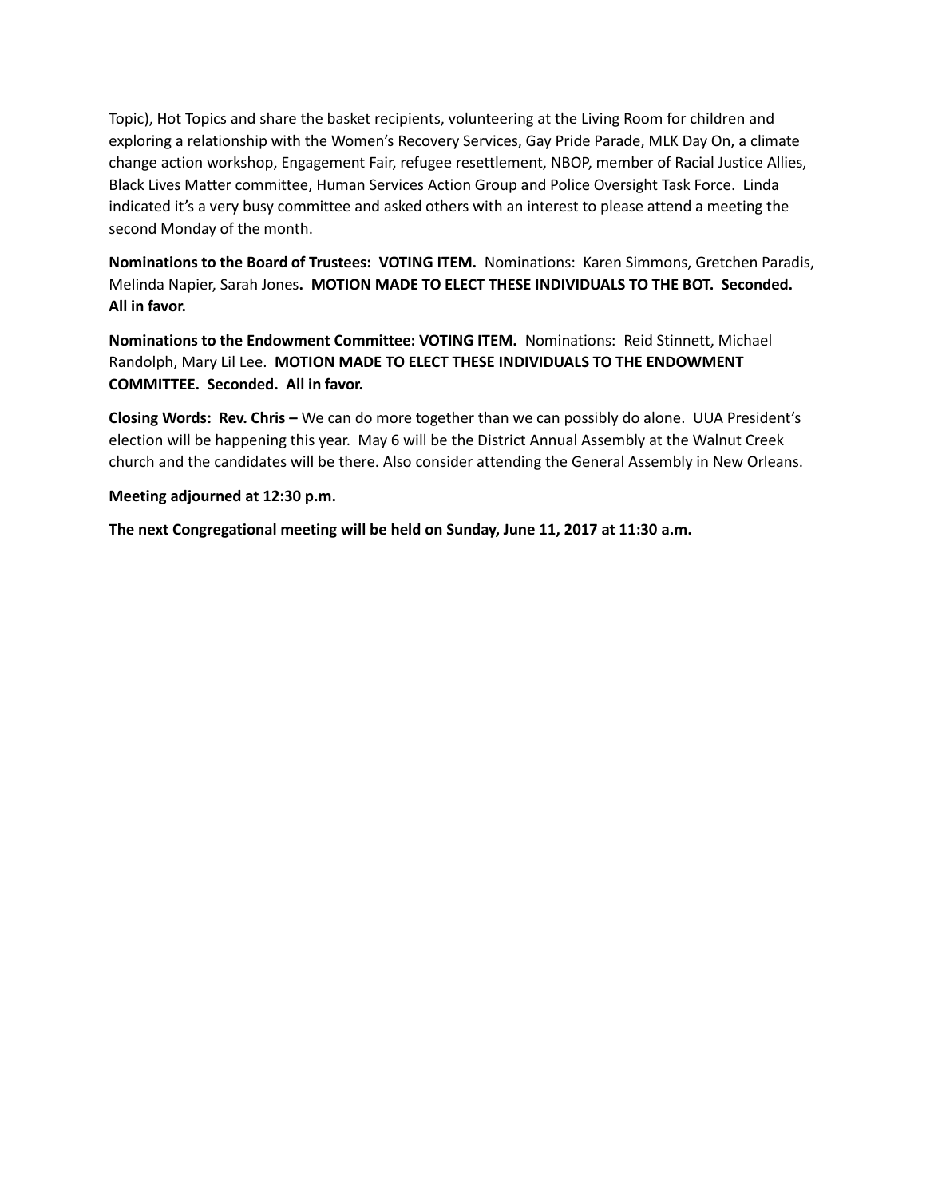Topic), Hot Topics and share the basket recipients, volunteering at the Living Room for children and exploring a relationship with the Women's Recovery Services, Gay Pride Parade, MLK Day On, a climate change action workshop, Engagement Fair, refugee resettlement, NBOP, member of Racial Justice Allies, Black Lives Matter committee, Human Services Action Group and Police Oversight Task Force. Linda indicated it's a very busy committee and asked others with an interest to please attend a meeting the second Monday of the month.

**Nominations to the Board of Trustees: VOTING ITEM.** Nominations: Karen Simmons, Gretchen Paradis, Melinda Napier, Sarah Jones**. MOTION MADE TO ELECT THESE INDIVIDUALS TO THE BOT. Seconded. All in favor.**

**Nominations to the Endowment Committee: VOTING ITEM.** Nominations: Reid Stinnett, Michael Randolph, Mary Lil Lee. **MOTION MADE TO ELECT THESE INDIVIDUALS TO THE ENDOWMENT COMMITTEE. Seconded. All in favor.**

**Closing Words: Rev. Chris –** We can do more together than we can possibly do alone. UUA President's election will be happening this year. May 6 will be the District Annual Assembly at the Walnut Creek church and the candidates will be there. Also consider attending the General Assembly in New Orleans.

**Meeting adjourned at 12:30 p.m.**

**The next Congregational meeting will be held on Sunday, June 11, 2017 at 11:30 a.m.**